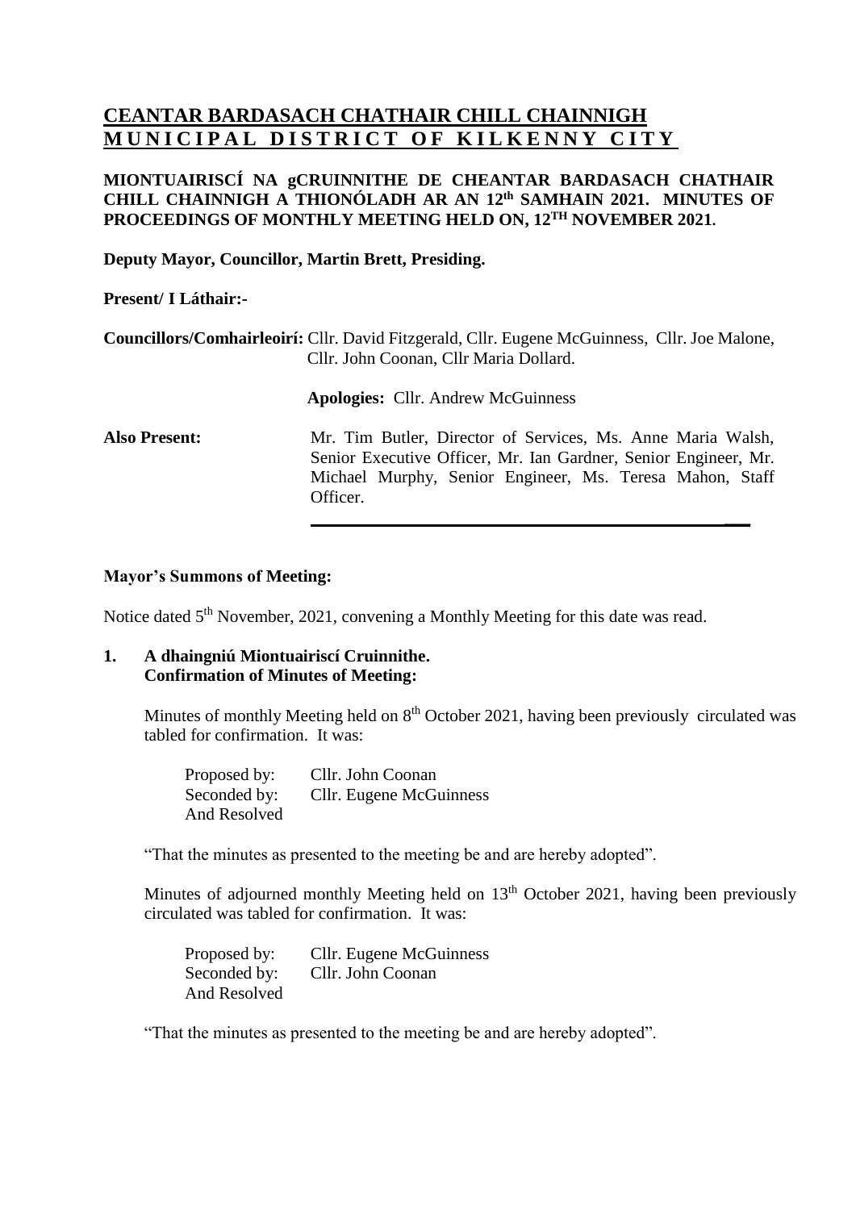# CEANTAR BARDASACH CHATHAIR CHILL CHAINNIGH
# MUNICIPAL DISTRICT OF KILKENNY CITY

**MIONTUAIRISCÍ NA gCRUINNITHE DE CHEANTAR BARDASACH CHATHAIR CHILL CHAINNIGH A THIONÓLADH AR AN 12th SAMHAIN 2021. MINUTES OF PROCEEDINGS OF MONTHLY MEETING HELD ON, 12TH NOVEMBER 2021.**

**Deputy Mayor, Councillor, Martin Brett, Presiding.**

**Present/ I Láthair:-**

**Councillors/Comhairleoirí:** Cllr. David Fitzgerald, Cllr. Eugene McGuinness, Cllr. Joe Malone, Cllr. John Coonan, Cllr Maria Dollard.

**Apologies:** Cllr. Andrew McGuinness

**Also Present:** Mr. Tim Butler, Director of Services, Ms. Anne Maria Walsh, Senior Executive Officer, Mr. Ian Gardner, Senior Engineer, Mr. Michael Murphy, Senior Engineer, Ms. Teresa Mahon, Staff Officer.

---

**Mayor's Summons of Meeting:**

Notice dated 5th November, 2021, convening a Monthly Meeting for this date was read.

**1. A dhaingniú Miontuairiscí Cruinnithe.
Confirmation of Minutes of Meeting:**

Minutes of monthly Meeting held on 8th October 2021, having been previously circulated was tabled for confirmation. It was:

Proposed by: Cllr. John Coonan
Seconded by: Cllr. Eugene McGuinness
And Resolved

"That the minutes as presented to the meeting be and are hereby adopted".

Minutes of adjourned monthly Meeting held on 13th October 2021, having been previously circulated was tabled for confirmation. It was:

Proposed by: Cllr. Eugene McGuinness
Seconded by: Cllr. John Coonan
And Resolved

"That the minutes as presented to the meeting be and are hereby adopted".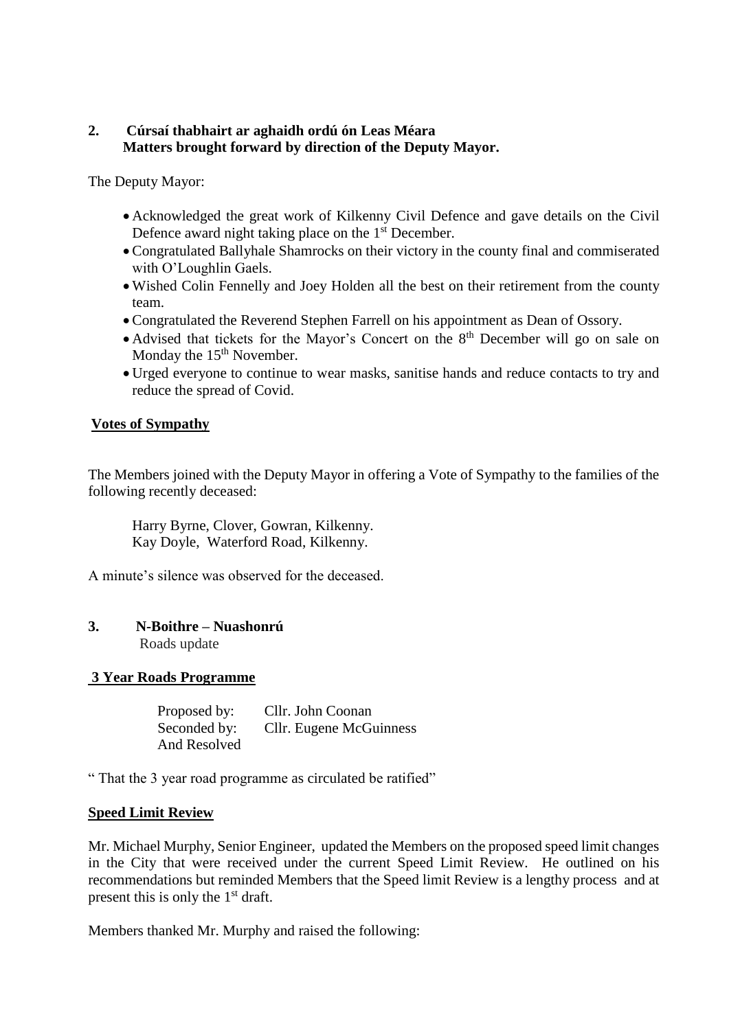**2. Cúrsaí thabhairt ar aghaidh ordú ón Leas Méara**
**Matters brought forward by direction of the Deputy Mayor.**

The Deputy Mayor:

- Acknowledged the great work of Kilkenny Civil Defence and gave details on the Civil Defence award night taking place on the 1st December.
- Congratulated Ballyhale Shamrocks on their victory in the county final and commiserated with O'Loughlin Gaels.
- Wished Colin Fennelly and Joey Holden all the best on their retirement from the county team.
- Congratulated the Reverend Stephen Farrell on his appointment as Dean of Ossory.
- Advised that tickets for the Mayor's Concert on the 8th December will go on sale on Monday the 15th November.
- Urged everyone to continue to wear masks, sanitise hands and reduce contacts to try and reduce the spread of Covid.

**Votes of Sympathy**

The Members joined with the Deputy Mayor in offering a Vote of Sympathy to the families of the following recently deceased:

Harry Byrne, Clover, Gowran, Kilkenny.
Kay Doyle, Waterford Road, Kilkenny.

A minute's silence was observed for the deceased.

**3. N-Boithre – Nuashonrú**
Roads update

**3 Year Roads Programme**

Proposed by: Cllr. John Coonan
Seconded by: Cllr. Eugene McGuinness
And Resolved

" That the 3 year road programme as circulated be ratified"

**Speed Limit Review**

Mr. Michael Murphy, Senior Engineer, updated the Members on the proposed speed limit changes in the City that were received under the current Speed Limit Review. He outlined on his recommendations but reminded Members that the Speed limit Review is a lengthy process and at present this is only the 1st draft.

Members thanked Mr. Murphy and raised the following: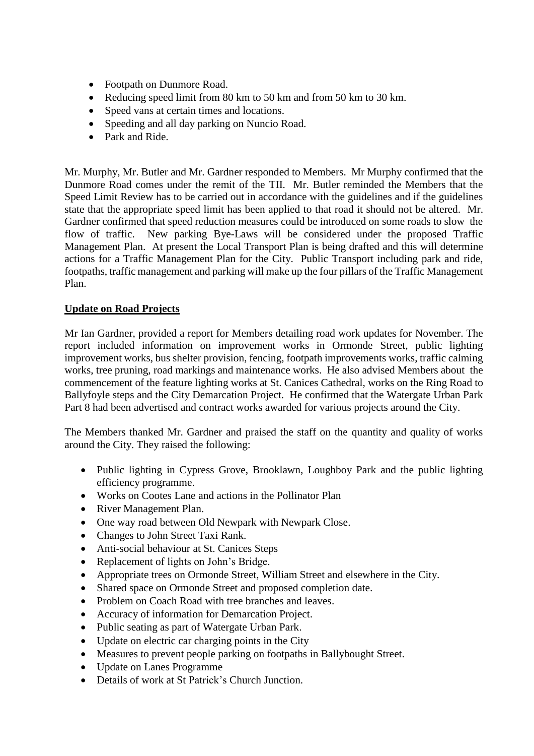- Footpath on Dunmore Road.
- Reducing speed limit from 80 km to 50 km and from 50 km to 30 km.
- Speed vans at certain times and locations.
- Speeding and all day parking on Nuncio Road.
- Park and Ride.

Mr. Murphy, Mr. Butler and Mr. Gardner responded to Members. Mr Murphy confirmed that the Dunmore Road comes under the remit of the TII. Mr. Butler reminded the Members that the Speed Limit Review has to be carried out in accordance with the guidelines and if the guidelines state that the appropriate speed limit has been applied to that road it should not be altered. Mr. Gardner confirmed that speed reduction measures could be introduced on some roads to slow the flow of traffic. New parking Bye-Laws will be considered under the proposed Traffic Management Plan. At present the Local Transport Plan is being drafted and this will determine actions for a Traffic Management Plan for the City. Public Transport including park and ride, footpaths, traffic management and parking will make up the four pillars of the Traffic Management Plan.

**Update on Road Projects**

Mr Ian Gardner, provided a report for Members detailing road work updates for November. The report included information on improvement works in Ormonde Street, public lighting improvement works, bus shelter provision, fencing, footpath improvements works, traffic calming works, tree pruning, road markings and maintenance works. He also advised Members about the commencement of the feature lighting works at St. Canices Cathedral, works on the Ring Road to Ballyfoyle steps and the City Demarcation Project. He confirmed that the Watergate Urban Park Part 8 had been advertised and contract works awarded for various projects around the City.

The Members thanked Mr. Gardner and praised the staff on the quantity and quality of works around the City. They raised the following:

- Public lighting in Cypress Grove, Brooklawn, Loughboy Park and the public lighting efficiency programme.
- Works on Cootes Lane and actions in the Pollinator Plan
- River Management Plan.
- One way road between Old Newpark with Newpark Close.
- Changes to John Street Taxi Rank.
- Anti-social behaviour at St. Canices Steps
- Replacement of lights on John's Bridge.
- Appropriate trees on Ormonde Street, William Street and elsewhere in the City.
- Shared space on Ormonde Street and proposed completion date.
- Problem on Coach Road with tree branches and leaves.
- Accuracy of information for Demarcation Project.
- Public seating as part of Watergate Urban Park.
- Update on electric car charging points in the City
- Measures to prevent people parking on footpaths in Ballybought Street.
- Update on Lanes Programme
- Details of work at St Patrick's Church Junction.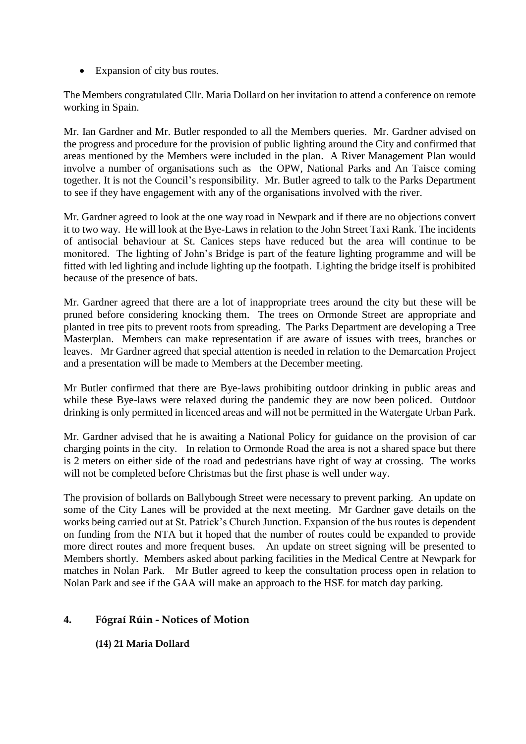- Expansion of city bus routes.

The Members congratulated Cllr. Maria Dollard on her invitation to attend a conference on remote working in Spain.

Mr. Ian Gardner and Mr. Butler responded to all the Members queries. Mr. Gardner advised on the progress and procedure for the provision of public lighting around the City and confirmed that areas mentioned by the Members were included in the plan. A River Management Plan would involve a number of organisations such as the OPW, National Parks and An Taisce coming together. It is not the Council's responsibility. Mr. Butler agreed to talk to the Parks Department to see if they have engagement with any of the organisations involved with the river.

Mr. Gardner agreed to look at the one way road in Newpark and if there are no objections convert it to two way. He will look at the Bye-Laws in relation to the John Street Taxi Rank. The incidents of antisocial behaviour at St. Canices steps have reduced but the area will continue to be monitored. The lighting of John's Bridge is part of the feature lighting programme and will be fitted with led lighting and include lighting up the footpath. Lighting the bridge itself is prohibited because of the presence of bats.

Mr. Gardner agreed that there are a lot of inappropriate trees around the city but these will be pruned before considering knocking them. The trees on Ormonde Street are appropriate and planted in tree pits to prevent roots from spreading. The Parks Department are developing a Tree Masterplan. Members can make representation if are aware of issues with trees, branches or leaves. Mr Gardner agreed that special attention is needed in relation to the Demarcation Project and a presentation will be made to Members at the December meeting.

Mr Butler confirmed that there are Bye-laws prohibiting outdoor drinking in public areas and while these Bye-laws were relaxed during the pandemic they are now been policed. Outdoor drinking is only permitted in licenced areas and will not be permitted in the Watergate Urban Park.

Mr. Gardner advised that he is awaiting a National Policy for guidance on the provision of car charging points in the city. In relation to Ormonde Road the area is not a shared space but there is 2 meters on either side of the road and pedestrians have right of way at crossing. The works will not be completed before Christmas but the first phase is well under way.

The provision of bollards on Ballybough Street were necessary to prevent parking. An update on some of the City Lanes will be provided at the next meeting. Mr Gardner gave details on the works being carried out at St. Patrick's Church Junction. Expansion of the bus routes is dependent on funding from the NTA but it hoped that the number of routes could be expanded to provide more direct routes and more frequent buses. An update on street signing will be presented to Members shortly. Members asked about parking facilities in the Medical Centre at Newpark for matches in Nolan Park. Mr Butler agreed to keep the consultation process open in relation to Nolan Park and see if the GAA will make an approach to the HSE for match day parking.

## 4. Fógraí Rúin - Notices of Motion

**(14) 21 Maria Dollard**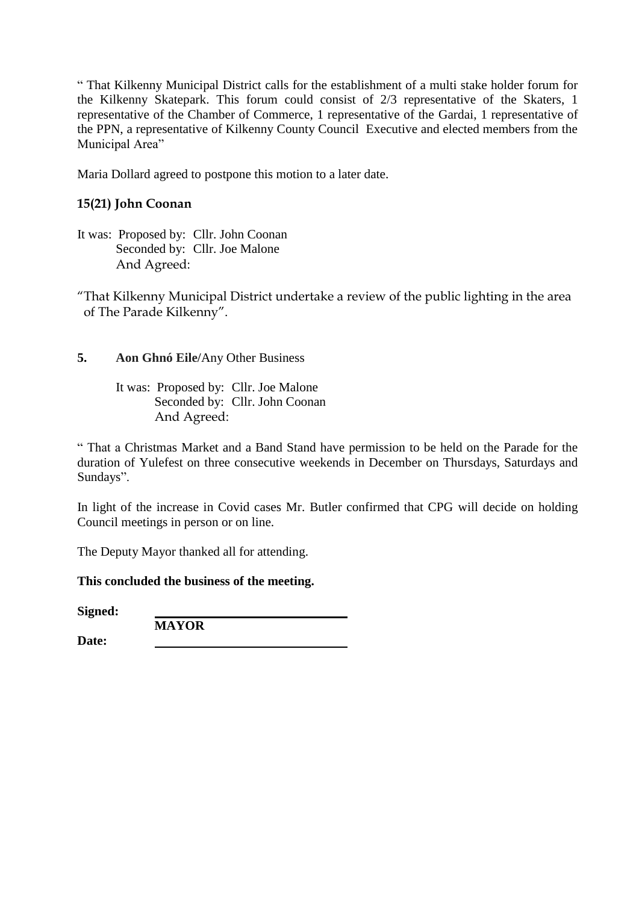" That Kilkenny Municipal District calls for the establishment of a multi stake holder forum for the Kilkenny Skatepark. This forum could consist of 2/3 representative of the Skaters, 1 representative of the Chamber of Commerce, 1 representative of the Gardai, 1 representative of the PPN, a representative of Kilkenny County Council Executive and elected members from the Municipal Area"

Maria Dollard agreed to postpone this motion to a later date.

**15(21) John Coonan**

It was: Proposed by: Cllr. John Coonan
Seconded by: Cllr. Joe Malone
And Agreed:

"That Kilkenny Municipal District undertake a review of the public lighting in the area of The Parade Kilkenny".

**5. Aon Ghnó Eile**/Any Other Business

It was: Proposed by: Cllr. Joe Malone
Seconded by: Cllr. John Coonan
And Agreed:

" That a Christmas Market and a Band Stand have permission to be held on the Parade for the duration of Yulefest on three consecutive weekends in December on Thursdays, Saturdays and Sundays".

In light of the increase in Covid cases Mr. Butler confirmed that CPG will decide on holding Council meetings in person or on line.

The Deputy Mayor thanked all for attending.

**This concluded the business of the meeting.**

**Signed:** \_\_\_\_\_\_\_\_\_\_\_\_\_\_\_\_\_\_\_\_\_\_\_\_\_\_\_\_
**MAYOR**

**Date:** \_\_\_\_\_\_\_\_\_\_\_\_\_\_\_\_\_\_\_\_\_\_\_\_\_\_\_\_